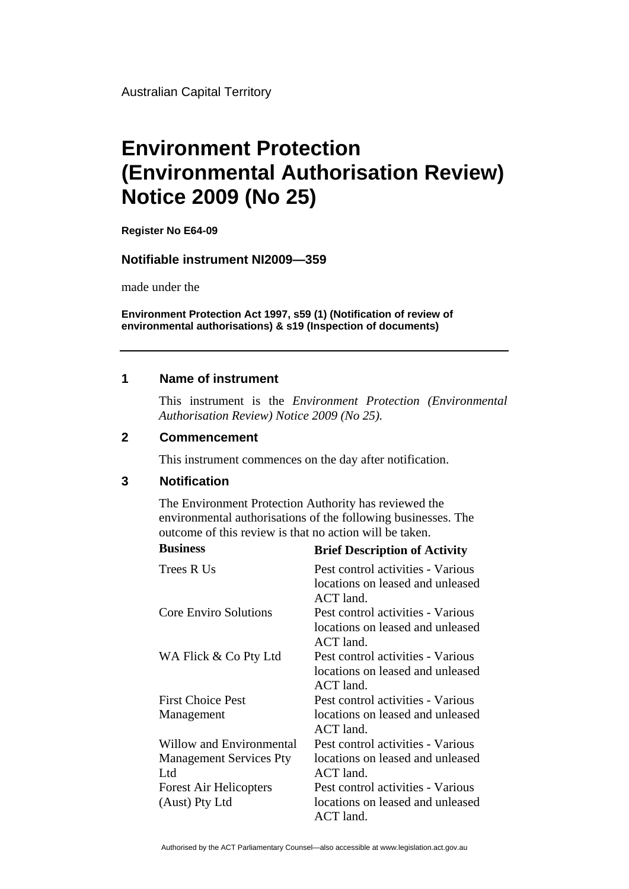Australian Capital Territory

# Environment Protection (Environmental Authorisation Review) Notice 2009 (No 25)

**Register No E64-09**

**Notifiable instrument NI2009—359**

made under the

**Environment Protection Act 1997, s59 (1) (Notification of review of environmental authorisations) & s19 (Inspection of documents)**

---

## 1 Name of instrument

This instrument is the *Environment Protection (Environmental Authorisation Review) Notice 2009 (No 25).*

## 2 Commencement

This instrument commences on the day after notification.

## 3 Notification

The Environment Protection Authority has reviewed the environmental authorisations of the following businesses. The outcome of this review is that no action will be taken.

| **Business** | **Brief Description of Activity** |
|---|---|
| Trees R Us | Pest control activities - Various locations on leased and unleased ACT land. |
| Core Enviro Solutions | Pest control activities - Various locations on leased and unleased ACT land. |
| WA Flick & Co Pty Ltd | Pest control activities - Various locations on leased and unleased ACT land. |
| First Choice Pest Management | Pest control activities - Various locations on leased and unleased ACT land. |
| Willow and Environmental Management Services Pty Ltd | Pest control activities - Various locations on leased and unleased ACT land. |
| Forest Air Helicopters (Aust) Pty Ltd | Pest control activities - Various locations on leased and unleased ACT land. |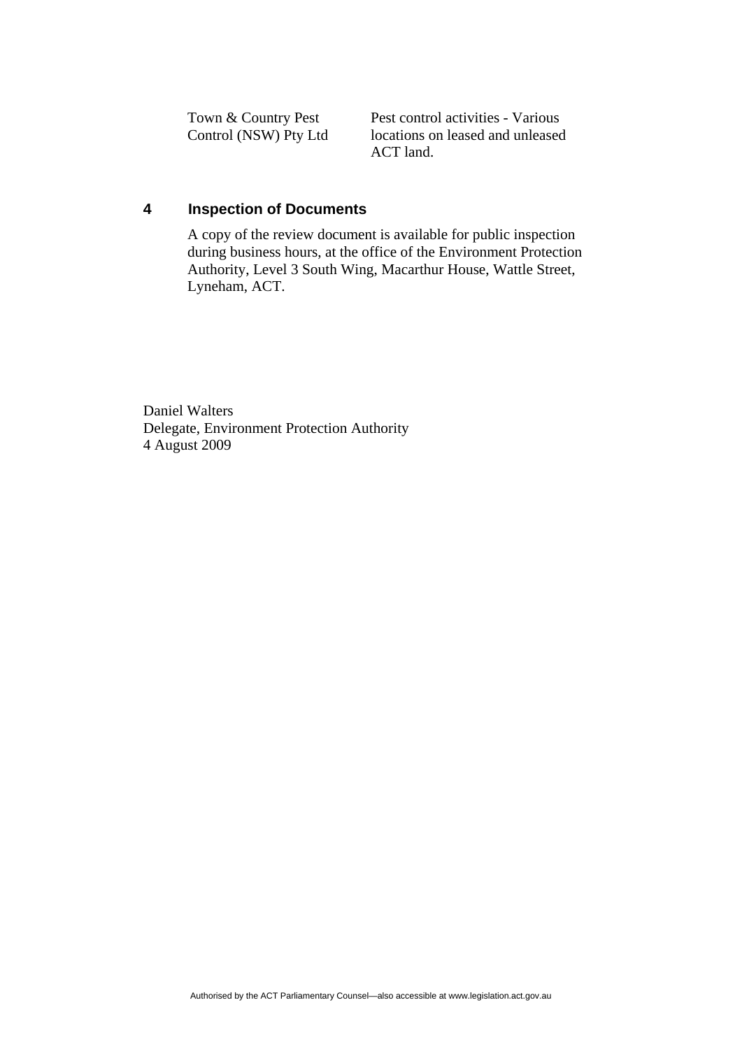| | |
|---|---|
| Town & Country Pest Control (NSW) Pty Ltd | Pest control activities - Various locations on leased and unleased ACT land. |

## 4 Inspection of Documents

A copy of the review document is available for public inspection during business hours, at the office of the Environment Protection Authority, Level 3 South Wing, Macarthur House, Wattle Street, Lyneham, ACT.

Daniel Walters
Delegate, Environment Protection Authority
4 August 2009